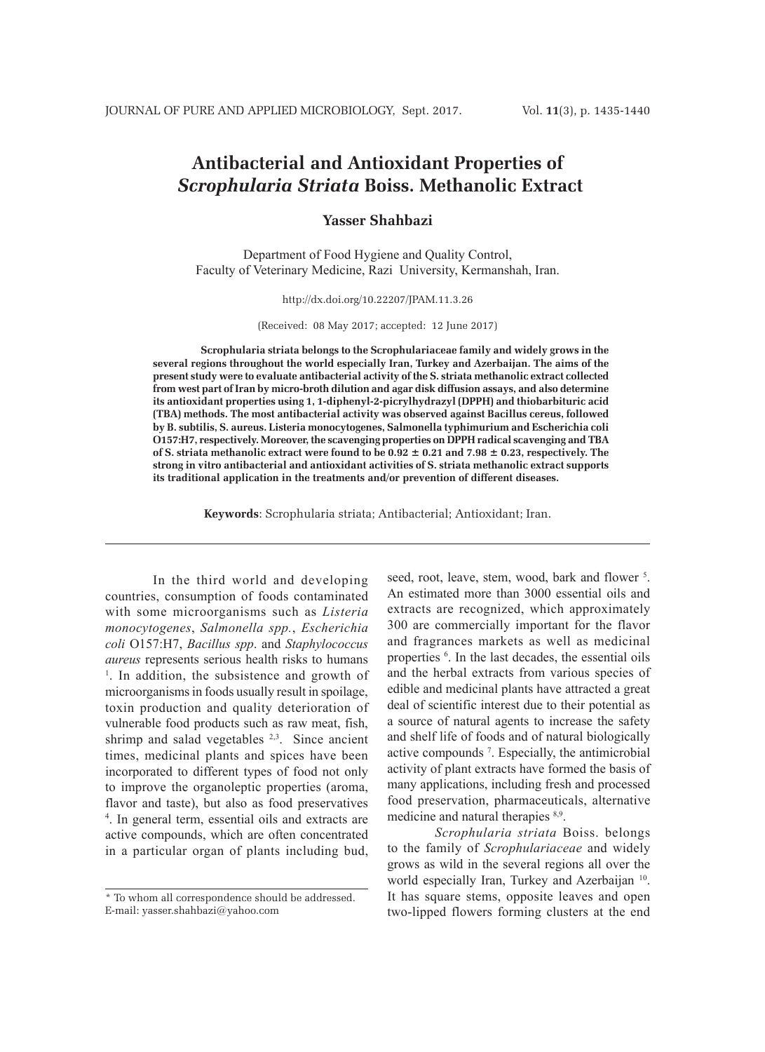# Antibacterial and Antioxidant Properties of *Scrophularia Striata* Boiss. Methanolic Extract

**Yasser Shahbazi**

Department of Food Hygiene and Quality Control,
Faculty of Veterinary Medicine, Razi University, Kermanshah, Iran.

http://dx.doi.org/10.22207/JPAM.11.3.26

(Received: 08 May 2017; accepted: 12 June 2017)

**Scrophularia striata belongs to the Scrophulariaceae family and widely grows in the several regions throughout the world especially Iran, Turkey and Azerbaijan. The aims of the present study were to evaluate antibacterial activity of the S. striata methanolic extract collected from west part of Iran by micro-broth dilution and agar disk diffusion assays, and also determine its antioxidant properties using 1, 1-diphenyl-2-picrylhydrazyl (DPPH) and thiobarbituric acid (TBA) methods. The most antibacterial activity was observed against Bacillus cereus, followed by B. subtilis, S. aureus. Listeria monocytogenes, Salmonella typhimurium and Escherichia coli O157:H7, respectively. Moreover, the scavenging properties on DPPH radical scavenging and TBA of S. striata methanolic extract were found to be 0.92 ± 0.21 and 7.98 ± 0.23, respectively. The strong in vitro antibacterial and antioxidant activities of S. striata methanolic extract supports its traditional application in the treatments and/or prevention of different diseases.**

**Keywords**: Scrophularia striata; Antibacterial; Antioxidant; Iran.

---

In the third world and developing countries, consumption of foods contaminated with some microorganisms such as *Listeria monocytogenes*, *Salmonella spp.*, *Escherichia coli* O157:H7, *Bacillus spp*. and *Staphylococcus aureus* represents serious health risks to humans [1]. In addition, the subsistence and growth of microorganisms in foods usually result in spoilage, toxin production and quality deterioration of vulnerable food products such as raw meat, fish, shrimp and salad vegetables [2,3]. Since ancient times, medicinal plants and spices have been incorporated to different types of food not only to improve the organoleptic properties (aroma, flavor and taste), but also as food preservatives [4]. In general term, essential oils and extracts are active compounds, which are often concentrated in a particular organ of plants including bud, seed, root, leave, stem, wood, bark and flower [5]. An estimated more than 3000 essential oils and extracts are recognized, which approximately 300 are commercially important for the flavor and fragrances markets as well as medicinal properties [6]. In the last decades, the essential oils and the herbal extracts from various species of edible and medicinal plants have attracted a great deal of scientific interest due to their potential as a source of natural agents to increase the safety and shelf life of foods and of natural biologically active compounds [7]. Especially, the antimicrobial activity of plant extracts have formed the basis of many applications, including fresh and processed food preservation, pharmaceuticals, alternative medicine and natural therapies [8,9].

*Scrophularia striata* Boiss. belongs to the family of *Scrophulariaceae* and widely grows as wild in the several regions all over the world especially Iran, Turkey and Azerbaijan [10]. It has square stems, opposite leaves and open two-lipped flowers forming clusters at the end

---

\* To whom all correspondence should be addressed.
E-mail: yasser.shahbazi@yahoo.com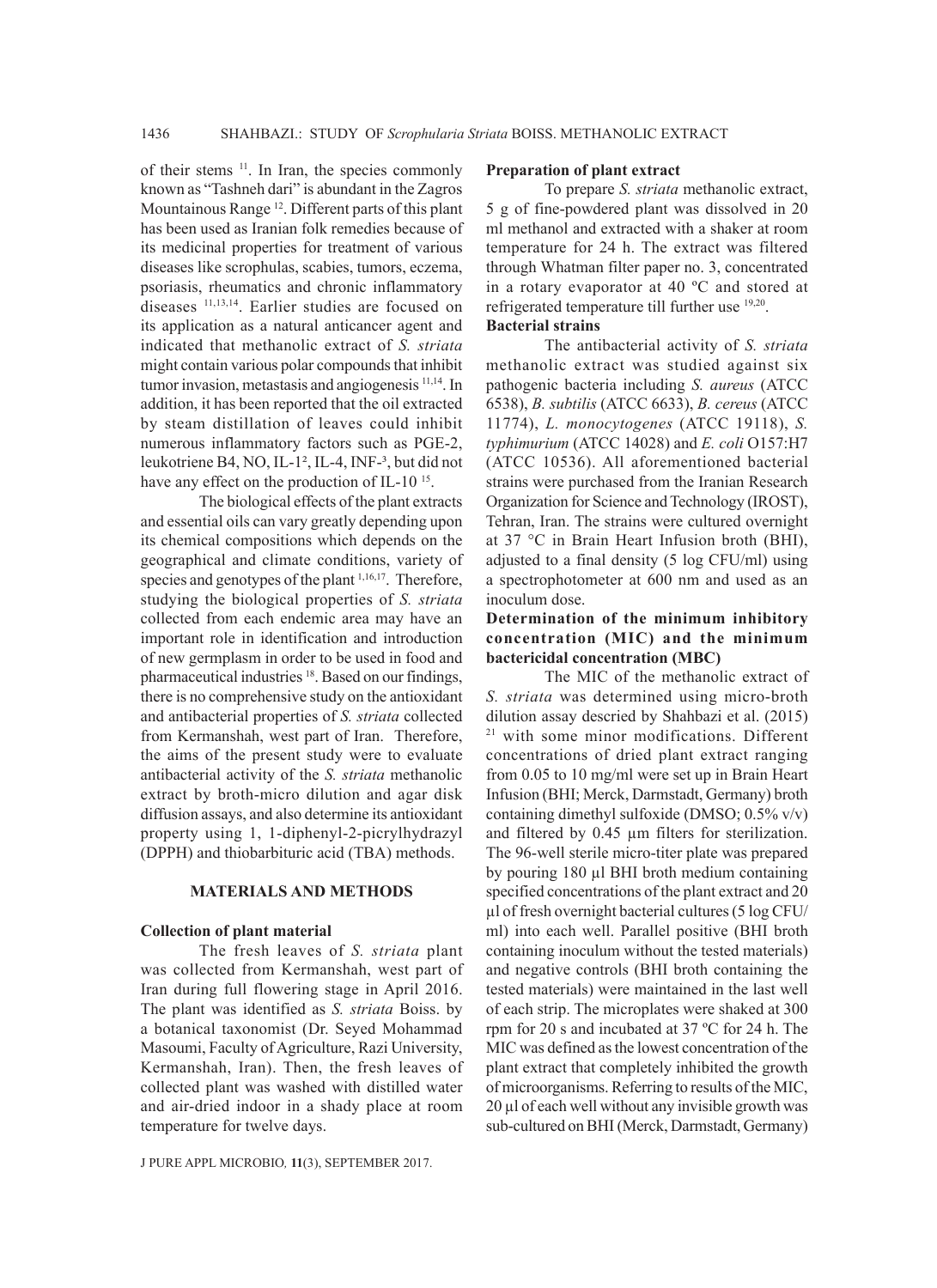of their stems [11]. In Iran, the species commonly known as "Tashneh dari" is abundant in the Zagros Mountainous Range [12]. Different parts of this plant has been used as Iranian folk remedies because of its medicinal properties for treatment of various diseases like scrophulas, scabies, tumors, eczema, psoriasis, rheumatics and chronic inflammatory diseases [11,13,14]. Earlier studies are focused on its application as a natural anticancer agent and indicated that methanolic extract of *S. striata* might contain various polar compounds that inhibit tumor invasion, metastasis and angiogenesis [11,14]. In addition, it has been reported that the oil extracted by steam distillation of leaves could inhibit numerous inflammatory factors such as PGE-2, leukotriene B4, NO, IL-1², IL-4, INF-³, but did not have any effect on the production of IL-10 [15].

The biological effects of the plant extracts and essential oils can vary greatly depending upon its chemical compositions which depends on the geographical and climate conditions, variety of species and genotypes of the plant [1,16,17]. Therefore, studying the biological properties of *S. striata* collected from each endemic area may have an important role in identification and introduction of new germplasm in order to be used in food and pharmaceutical industries [18]. Based on our findings, there is no comprehensive study on the antioxidant and antibacterial properties of *S. striata* collected from Kermanshah, west part of Iran. Therefore, the aims of the present study were to evaluate antibacterial activity of the *S. striata* methanolic extract by broth-micro dilution and agar disk diffusion assays, and also determine its antioxidant property using 1, 1-diphenyl-2-picrylhydrazyl (DPPH) and thiobarbituric acid (TBA) methods.

## MATERIALS AND METHODS

### Collection of plant material

The fresh leaves of *S. striata* plant was collected from Kermanshah, west part of Iran during full flowering stage in April 2016. The plant was identified as *S. striata* Boiss. by a botanical taxonomist (Dr. Seyed Mohammad Masoumi, Faculty of Agriculture, Razi University, Kermanshah, Iran). Then, the fresh leaves of collected plant was washed with distilled water and air-dried indoor in a shady place at room temperature for twelve days.

### Preparation of plant extract

To prepare *S. striata* methanolic extract, 5 g of fine-powdered plant was dissolved in 20 ml methanol and extracted with a shaker at room temperature for 24 h. The extract was filtered through Whatman filter paper no. 3, concentrated in a rotary evaporator at 40 ºC and stored at refrigerated temperature till further use [19,20].

### Bacterial strains

The antibacterial activity of *S. striata* methanolic extract was studied against six pathogenic bacteria including *S. aureus* (ATCC 6538), *B. subtilis* (ATCC 6633), *B. cereus* (ATCC 11774), *L. monocytogenes* (ATCC 19118), *S. typhimurium* (ATCC 14028) and *E. coli* O157:H7 (ATCC 10536). All aforementioned bacterial strains were purchased from the Iranian Research Organization for Science and Technology (IROST), Tehran, Iran. The strains were cultured overnight at 37 °C in Brain Heart Infusion broth (BHI), adjusted to a final density (5 log CFU/ml) using a spectrophotometer at 600 nm and used as an inoculum dose.

### Determination of the minimum inhibitory concentration (MIC) and the minimum bactericidal concentration (MBC)

The MIC of the methanolic extract of *S. striata* was determined using micro-broth dilution assay descried by Shahbazi et al. (2015) [21] with some minor modifications. Different concentrations of dried plant extract ranging from 0.05 to 10 mg/ml were set up in Brain Heart Infusion (BHI; Merck, Darmstadt, Germany) broth containing dimethyl sulfoxide (DMSO; 0.5% v/v) and filtered by 0.45 µm filters for sterilization. The 96-well sterile micro-titer plate was prepared by pouring 180 µl BHI broth medium containing specified concentrations of the plant extract and 20 µl of fresh overnight bacterial cultures (5 log CFU/ml) into each well. Parallel positive (BHI broth containing inoculum without the tested materials) and negative controls (BHI broth containing the tested materials) were maintained in the last well of each strip. The microplates were shaked at 300 rpm for 20 s and incubated at 37 ºC for 24 h. The MIC was defined as the lowest concentration of the plant extract that completely inhibited the growth of microorganisms. Referring to results of the MIC, 20 µl of each well without any invisible growth was sub-cultured on BHI (Merck, Darmstadt, Germany)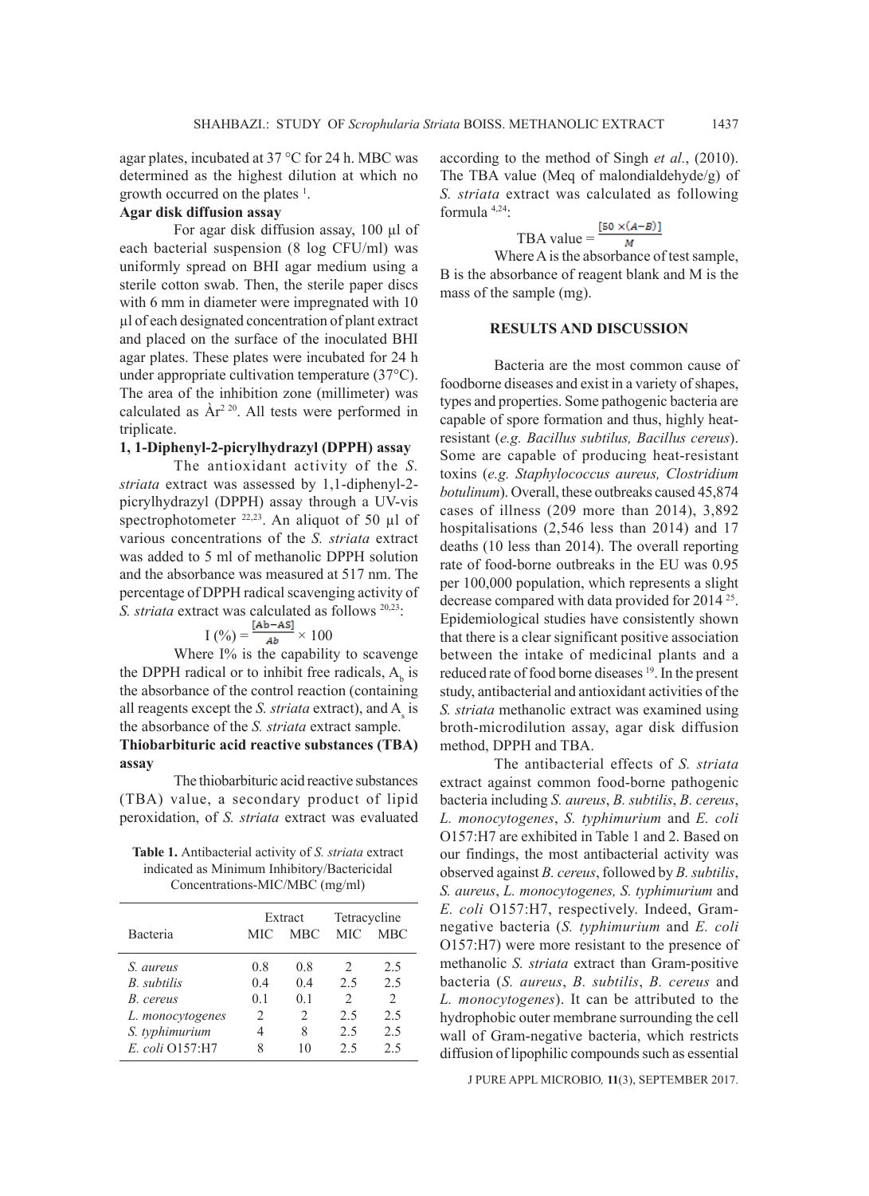agar plates, incubated at 37 °C for 24 h. MBC was determined as the highest dilution at which no growth occurred on the plates [1].

**Agar disk diffusion assay**

For agar disk diffusion assay, 100 µl of each bacterial suspension (8 log CFU/ml) was uniformly spread on BHI agar medium using a sterile cotton swab. Then, the sterile paper discs with 6 mm in diameter were impregnated with 10 µl of each designated concentration of plant extract and placed on the surface of the inoculated BHI agar plates. These plates were incubated for 24 h under appropriate cultivation temperature (37°C). The area of the inhibition zone (millimeter) was calculated as $\grave{A}r^2$ [20]. All tests were performed in triplicate.

**1, 1-Diphenyl-2-picrylhydrazyl (DPPH) assay**

The antioxidant activity of the *S. striata* extract was assessed by 1,1-diphenyl-2-picrylhydrazyl (DPPH) assay through a UV-vis spectrophotometer [22,23]. An aliquot of 50 µl of various concentrations of the *S. striata* extract was added to 5 ml of methanolic DPPH solution and the absorbance was measured at 517 nm. The percentage of DPPH radical scavenging activity of *S. striata* extract was calculated as follows [20,23]:

$$I\ (\%) = \frac{[Ab - AS]}{Ab} \times 100$$

Where I% is the capability to scavenge the DPPH radical or to inhibit free radicals, $A_b$ is the absorbance of the control reaction (containing all reagents except the *S. striata* extract), and $A_s$ is the absorbance of the *S. striata* extract sample.

**Thiobarbituric acid reactive substances (TBA) assay**

The thiobarbituric acid reactive substances (TBA) value, a secondary product of lipid peroxidation, of *S. striata* extract was evaluated according to the method of Singh *et al.*, (2010). The TBA value (Meq of malondialdehyde/g) of *S. striata* extract was calculated as following formula [4,24]:

$$\text{TBA value} = \frac{[50 \times (A - B)]}{M}$$

Where A is the absorbance of test sample, B is the absorbance of reagent blank and M is the mass of the sample (mg).

**Table 1.** Antibacterial activity of *S. striata* extract indicated as Minimum Inhibitory/Bactericidal Concentrations-MIC/MBC (mg/ml)

| Bacteria | Extract | | Tetracycline | |
|---|---|---|---|---|
| | MIC | MBC | MIC | MBC |
| *S. aureus* | 0.8 | 0.8 | 2 | 2.5 |
| *B. subtilis* | 0.4 | 0.4 | 2.5 | 2.5 |
| *B. cereus* | 0.1 | 0.1 | 2 | 2 |
| *L. monocytogenes* | 2 | 2 | 2.5 | 2.5 |
| *S. typhimurium* | 4 | 8 | 2.5 | 2.5 |
| *E. coli* O157:H7 | 8 | 10 | 2.5 | 2.5 |

## RESULTS AND DISCUSSION

Bacteria are the most common cause of foodborne diseases and exist in a variety of shapes, types and properties. Some pathogenic bacteria are capable of spore formation and thus, highly heat-resistant (*e.g. Bacillus subtilus, Bacillus cereus*). Some are capable of producing heat-resistant toxins (*e.g. Staphylococcus aureus, Clostridium botulinum*). Overall, these outbreaks caused 45,874 cases of illness (209 more than 2014), 3,892 hospitalisations (2,546 less than 2014) and 17 deaths (10 less than 2014). The overall reporting rate of food-borne outbreaks in the EU was 0.95 per 100,000 population, which represents a slight decrease compared with data provided for 2014 [25]. Epidemiological studies have consistently shown that there is a clear significant positive association between the intake of medicinal plants and a reduced rate of food borne diseases [19]. In the present study, antibacterial and antioxidant activities of the *S. striata* methanolic extract was examined using broth-microdilution assay, agar disk diffusion method, DPPH and TBA.

The antibacterial effects of *S. striata* extract against common food-borne pathogenic bacteria including *S. aureus*, *B. subtilis*, *B. cereus*, *L. monocytogenes*, *S. typhimurium* and *E. coli* O157:H7 are exhibited in Table 1 and 2. Based on our findings, the most antibacterial activity was observed against *B. cereus*, followed by *B. subtilis*, *S. aureus*, *L. monocytogenes, S. typhimurium* and *E. coli* O157:H7, respectively. Indeed, Gram-negative bacteria (*S. typhimurium* and *E. coli* O157:H7) were more resistant to the presence of methanolic *S. striata* extract than Gram-positive bacteria (*S. aureus*, *B. subtilis*, *B. cereus* and *L. monocytogenes*). It can be attributed to the hydrophobic outer membrane surrounding the cell wall of Gram-negative bacteria, which restricts diffusion of lipophilic compounds such as essential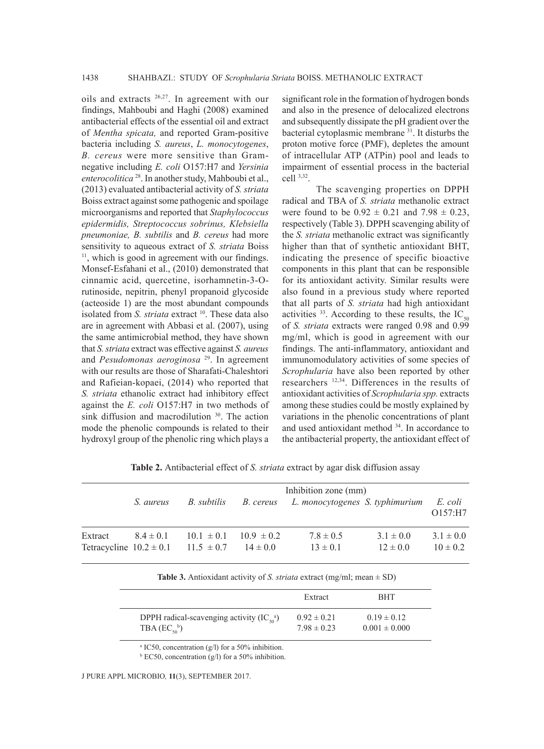oils and extracts [26,27]. In agreement with our findings, Mahboubi and Haghi (2008) examined antibacterial effects of the essential oil and extract of *Mentha spicata,* and reported Gram-positive bacteria including *S. aureus*, *L. monocytogenes*, *B. cereus* were more sensitive than Gram-negative including *E. coli* O157:H7 and *Yersinia enterocolitica* [28]. In another study, Mahboubi et al., (2013) evaluated antibacterial activity of *S. striata* Boiss extract against some pathogenic and spoilage microorganisms and reported that *Staphylococcus epidermidis, Streptococcus sobrinus, Klebsiella pneumoniae, B. subtilis* and *B. cereus* had more sensitivity to aqueous extract of *S. striata* Boiss [11], which is good in agreement with our findings. Monsef-Esfahani et al., (2010) demonstrated that cinnamic acid, quercetine, isorhamnetin-3-O-rutinoside, nepitrin, phenyl propanoid glycoside (acteoside 1) are the most abundant compounds isolated from *S. striata* extract [10]. These data also are in agreement with Abbasi et al. (2007), using the same antimicrobial method, they have shown that *S. striata* extract was effective against *S. aureus* and *Pesudomonas aeroginosa* [29]. In agreement with our results are those of Sharafati-Chaleshtori and Rafieian-kopaei, (2014) who reported that *S. striata* ethanolic extract had inhibitory effect against the *E. coli* O157:H7 in two methods of sink diffusion and macrodilution [30]. The action mode the phenolic compounds is related to their hydroxyl group of the phenolic ring which plays a significant role in the formation of hydrogen bonds and also in the presence of delocalized electrons and subsequently dissipate the pH gradient over the bacterial cytoplasmic membrane [31]. It disturbs the proton motive force (PMF), depletes the amount of intracellular ATP (ATPin) pool and leads to impairment of essential process in the bacterial cell [3,32].

The scavenging properties on DPPH radical and TBA of *S. striata* methanolic extract were found to be 0.92 ± 0.21 and 7.98 ± 0.23, respectively (Table 3). DPPH scavenging ability of the *S. striata* methanolic extract was significantly higher than that of synthetic antioxidant BHT, indicating the presence of specific bioactive components in this plant that can be responsible for its antioxidant activity. Similar results were also found in a previous study where reported that all parts of *S. striata* had high antioxidant activities [33]. According to these results, the $IC_{50}$ of *S. striata* extracts were ranged 0.98 and 0.99 mg/ml, which is good in agreement with our findings. The anti-inflammatory, antioxidant and immunomodulatory activities of some species of *Scrophularia* have also been reported by other researchers [12,34]. Differences in the results of antioxidant activities of *Scrophularia spp.* extracts among these studies could be mostly explained by variations in the phenolic concentrations of plant and used antioxidant method [34]. In accordance to the antibacterial property, the antioxidant effect of

**Table 2.** Antibacterial effect of *S. striata* extract by agar disk diffusion assay

| | Inhibition zone (mm) | | | | | |
|---|---|---|---|---|---|---|
| | *S. aureus* | *B. subtilis* | *B. cereus* | *L. monocytogenes* | *S. typhimurium* | *E. coli* O157:H7 |
| Extract | 8.4 ± 0.1 | 10.1 ± 0.1 | 10.9 ± 0.2 | 7.8 ± 0.5 | 3.1 ± 0.0 | 3.1 ± 0.0 |
| Tetracycline | 10.2 ± 0.1 | 11.5 ± 0.7 | 14 ± 0.0 | 13 ± 0.1 | 12 ± 0.0 | 10 ± 0.2 |

**Table 3.** Antioxidant activity of *S. striata* extract (mg/ml; mean ± SD)

| | Extract | BHT |
|---|---|---|
| DPPH radical-scavenging activity ($IC_{50}$[a]) | 0.92 ± 0.21 | 0.19 ± 0.12 |
| TBA ($EC_{50}$[b]) | 7.98 ± 0.23 | 0.001 ± 0.000 |

[a] IC50, concentration (g/l) for a 50% inhibition.

[b] EC50, concentration (g/l) for a 50% inhibition.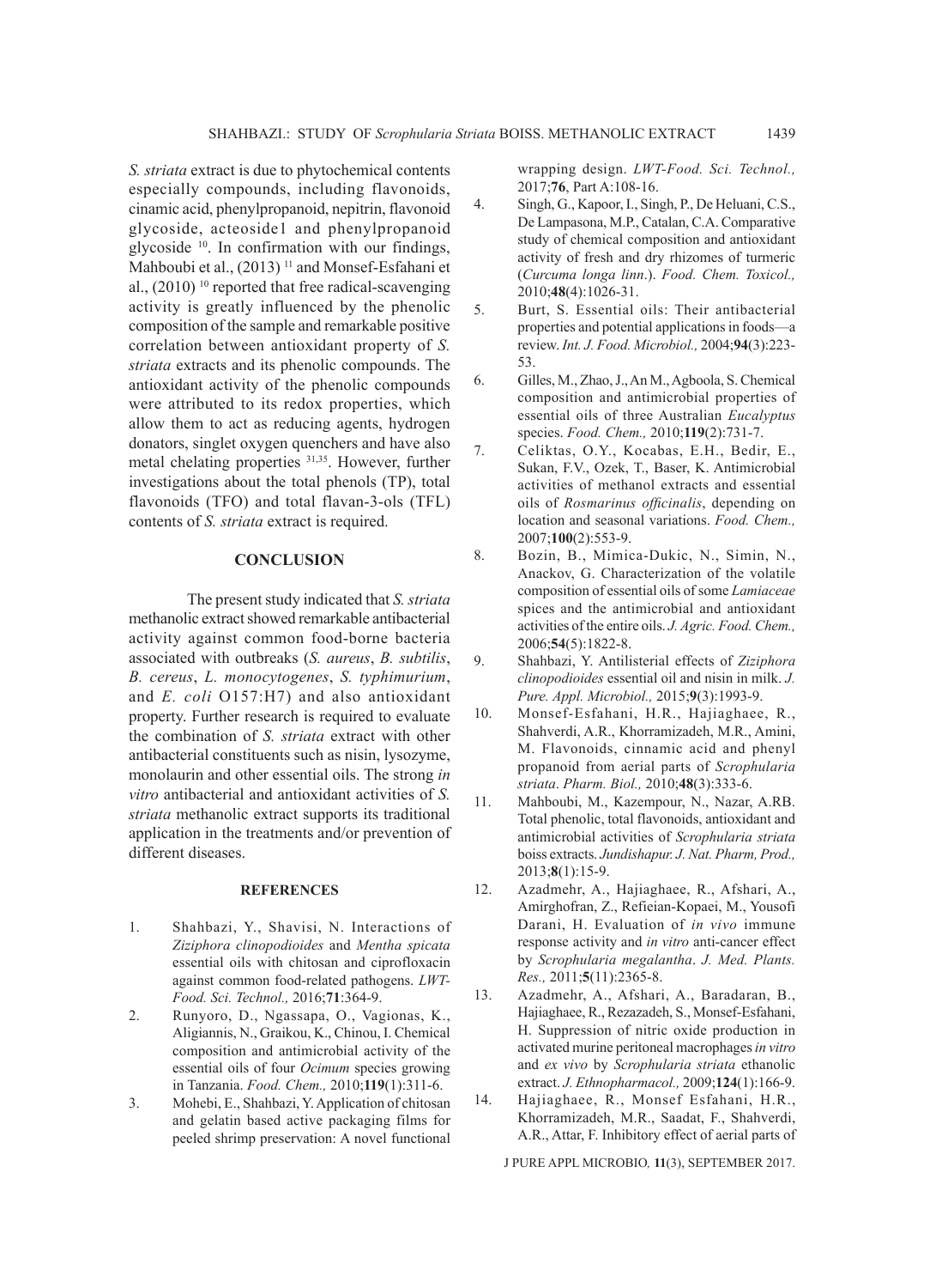*S. striata* extract is due to phytochemical contents especially compounds, including flavonoids, cinamic acid, phenylpropanoid, nepitrin, flavonoid glycoside, acteoside1 and phenylpropanoid glycoside [10]. In confirmation with our findings, Mahboubi et al., (2013) [11] and Monsef-Esfahani et al., (2010) [10] reported that free radical-scavenging activity is greatly influenced by the phenolic composition of the sample and remarkable positive correlation between antioxidant property of *S. striata* extracts and its phenolic compounds. The antioxidant activity of the phenolic compounds were attributed to its redox properties, which allow them to act as reducing agents, hydrogen donators, singlet oxygen quenchers and have also metal chelating properties [31,35]. However, further investigations about the total phenols (TP), total flavonoids (TFO) and total flavan-3-ols (TFL) contents of *S. striata* extract is required.

## CONCLUSION

The present study indicated that *S. striata* methanolic extract showed remarkable antibacterial activity against common food-borne bacteria associated with outbreaks (*S. aureus*, *B. subtilis*, *B. cereus*, *L. monocytogenes*, *S. typhimurium*, and *E. coli* O157:H7) and also antioxidant property. Further research is required to evaluate the combination of *S. striata* extract with other antibacterial constituents such as nisin, lysozyme, monolaurin and other essential oils. The strong *in vitro* antibacterial and antioxidant activities of *S. striata* methanolic extract supports its traditional application in the treatments and/or prevention of different diseases.

## REFERENCES

1. Shahbazi, Y., Shavisi, N. Interactions of *Ziziphora clinopodioides* and *Mentha spicata* essential oils with chitosan and ciprofloxacin against common food-related pathogens. *LWT-Food. Sci. Technol.,* 2016;**71**:364-9.
2. Runyoro, D., Ngassapa, O., Vagionas, K., Aligiannis, N., Graikou, K., Chinou, I. Chemical composition and antimicrobial activity of the essential oils of four *Ocimum* species growing in Tanzania. *Food. Chem.,* 2010;**119**(1):311-6.
3. Mohebi, E., Shahbazi, Y. Application of chitosan and gelatin based active packaging films for peeled shrimp preservation: A novel functional wrapping design. *LWT-Food. Sci. Technol.,* 2017;**76**, Part A:108-16.
4. Singh, G., Kapoor, I., Singh, P., De Heluani, C.S., De Lampasona, M.P., Catalan, C.A. Comparative study of chemical composition and antioxidant activity of fresh and dry rhizomes of turmeric (*Curcuma longa linn*.). *Food. Chem. Toxicol.,* 2010;**48**(4):1026-31.
5. Burt, S. Essential oils: Their antibacterial properties and potential applications in foods—a review. *Int. J. Food. Microbiol.,* 2004;**94**(3):223-53.
6. Gilles, M., Zhao, J., An M., Agboola, S. Chemical composition and antimicrobial properties of essential oils of three Australian *Eucalyptus* species. *Food. Chem.,* 2010;**119**(2):731-7.
7. Celiktas, O.Y., Kocabas, E.H., Bedir, E., Sukan, F.V., Ozek, T., Baser, K. Antimicrobial activities of methanol extracts and essential oils of *Rosmarinus officinalis*, depending on location and seasonal variations. *Food. Chem.,* 2007;**100**(2):553-9.
8. Bozin, B., Mimica-Dukic, N., Simin, N., Anackov, G. Characterization of the volatile composition of essential oils of some *Lamiaceae* spices and the antimicrobial and antioxidant activities of the entire oils. *J. Agric. Food. Chem.,* 2006;**54**(5):1822-8.
9. Shahbazi, Y. Antilisterial effects of *Ziziphora clinopodioides* essential oil and nisin in milk. *J. Pure. Appl. Microbiol.,* 2015;**9**(3):1993-9.
10. Monsef-Esfahani, H.R., Hajiaghaee, R., Shahverdi, A.R., Khorramizadeh, M.R., Amini, M. Flavonoids, cinnamic acid and phenyl propanoid from aerial parts of *Scrophularia striata*. *Pharm. Biol.,* 2010;**48**(3):333-6.
11. Mahboubi, M., Kazempour, N., Nazar, A.RB. Total phenolic, total flavonoids, antioxidant and antimicrobial activities of *Scrophularia striata* boiss extracts. *Jundishapur. J. Nat. Pharm, Prod.,* 2013;**8**(1):15-9.
12. Azadmehr, A., Hajiaghaee, R., Afshari, A., Amirghofran, Z., Refieian-Kopaei, M., Yousofi Darani, H. Evaluation of *in vivo* immune response activity and *in vitro* anti-cancer effect by *Scrophularia megalantha*. *J. Med. Plants. Res.,* 2011;**5**(11):2365-8.
13. Azadmehr, A., Afshari, A., Baradaran, B., Hajiaghaee, R., Rezazadeh, S., Monsef-Esfahani, H. Suppression of nitric oxide production in activated murine peritoneal macrophages *in vitro* and *ex vivo* by *Scrophularia striata* ethanolic extract. *J. Ethnopharmacol.,* 2009;**124**(1):166-9.
14. Hajiaghaee, R., Monsef Esfahani, H.R., Khorramizadeh, M.R., Saadat, F., Shahverdi, A.R., Attar, F. Inhibitory effect of aerial parts of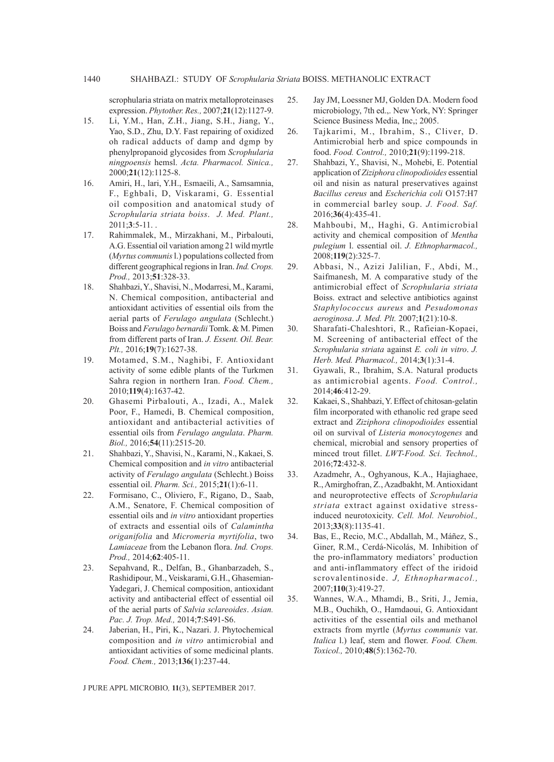scrophularia striata on matrix metalloproteinases expression. *Phytother. Res.,* 2007;**21**(12):1127-9.

15. Li, Y.M., Han, Z.H., Jiang, S.H., Jiang, Y., Yao, S.D., Zhu, D.Y. Fast repairing of oxidized oh radical adducts of damp and dgmp by phenylpropanoid glycosides from *Scrophularia ningpoensis* hemsl. *Acta. Pharmacol. Sinica.,* 2000;**21**(12):1125-8.
16. Amiri, H., lari, Y.H., Esmaeili, A., Samsamnia, F., Eghbali, D, Viskarami, G. Essential oil composition and anatomical study of *Scrophularia striata boiss*. *J. Med. Plant.,* 2011;**3**:5-11. .
17. Rahimmalek, M., Mirzakhani, M., Pirbalouti, A.G. Essential oil variation among 21 wild myrtle (*Myrtus communis* l.) populations collected from different geographical regions in Iran. *Ind. Crops. Prod.,* 2013;**51**:328-33.
18. Shahbazi, Y., Shavisi, N., Modarresi, M., Karami, N. Chemical composition, antibacterial and antioxidant activities of essential oils from the aerial parts of *Ferulago angulata* (Schlecht.) Boiss and *Ferulago bernardii* Tomk. & M. Pimen from different parts of Iran. *J. Essent. Oil. Bear. Plt.,* 2016;**19**(7):1627-38.
19. Motamed, S.M., Naghibi, F. Antioxidant activity of some edible plants of the Turkmen Sahra region in northern Iran. *Food. Chem.,* 2010;**119**(4):1637-42.
20. Ghasemi Pirbalouti, A., Izadi, A., Malek Poor, F., Hamedi, B. Chemical composition, antioxidant and antibacterial activities of essential oils from *Ferulago angulata*. *Pharm. Biol.,* 2016;**54**(11):2515-20.
21. Shahbazi, Y., Shavisi, N., Karami, N., Kakaei, S. Chemical composition and *in vitro* antibacterial activity of *Ferulago angulata* (Schlecht.) Boiss essential oil. *Pharm. Sci.,* 2015;**21**(1):6-11.
22. Formisano, C., Oliviero, F., Rigano, D., Saab, A.M., Senatore, F. Chemical composition of essential oils and *in vitro* antioxidant properties of extracts and essential oils of *Calamintha origanifolia* and *Micromeria myrtifolia*, two *Lamiaceae* from the Lebanon flora. *Ind. Crops. Prod.,* 2014;**62**:405-11.
23. Sepahvand, R., Delfan, B., Ghanbarzadeh, S., Rashidipour, M., Veiskarami, G.H., Ghasemian-Yadegari, J. Chemical composition, antioxidant activity and antibacterial effect of essential oil of the aerial parts of *Salvia sclareoides*. *Asian. Pac. J. Trop. Med.,* 2014;**7**:S491-S6.
24. Jaberian, H., Piri, K., Nazari. J. Phytochemical composition and *in vitro* antimicrobial and antioxidant activities of some medicinal plants. *Food. Chem.,* 2013;**136**(1):237-44.
25. Jay JM, Loessner MJ, Golden DA. Modern food microbiology, 7th ed.,. New York, NY: Springer Science Business Media, Inc,; 2005.
26. Tajkarimi, M., Ibrahim, S., Cliver, D. Antimicrobial herb and spice compounds in food. *Food. Control.,* 2010;**21**(9):1199-218.
27. Shahbazi, Y., Shavisi, N., Mohebi, E. Potential application of *Ziziphora clinopodioides* essential oil and nisin as natural preservatives against *Bacillus cereus* and *Escherichia coli* O157:H7 in commercial barley soup. *J. Food. Saf.* 2016;**36**(4):435-41.
28. Mahboubi, M,, Haghi, G. Antimicrobial activity and chemical composition of *Mentha pulegium* l. essential oil. *J. Ethnopharmacol.,* 2008;**119**(2):325-7.
29. Abbasi, N., Azizi Jalilian, F., Abdi, M., Saifmanesh, M. A comparative study of the antimicrobial effect of *Scrophularia striata* Boiss. extract and selective antibiotics against *Staphylococcus aureus* and *Pesudomonas aeroginosa*. *J. Med. Plt.* 2007;**1**(21):10-8.
30. Sharafati-Chaleshtori, R., Rafieian-Kopaei, M. Screening of antibacterial effect of the *Scrophularia striata* against *E. coli in vitro*. *J. Herb. Med. Pharmacol.,* 2014;**3**(1):31-4.
31. Gyawali, R., Ibrahim, S.A. Natural products as antimicrobial agents. *Food. Control.,* 2014;**46**:412-29.
32. Kakaei, S., Shahbazi, Y. Effect of chitosan-gelatin film incorporated with ethanolic red grape seed extract and *Ziziphora clinopodioides* essential oil on survival of *Listeria monocytogenes* and chemical, microbial and sensory properties of minced trout fillet. *LWT-Food. Sci. Technol.,* 2016;**72**:432-8.
33. Azadmehr, A., Oghyanous, K.A., Hajiaghaee, R., Amirghofran, Z., Azadbakht, M. Antioxidant and neuroprotective effects of *Scrophularia striata* extract against oxidative stress-induced neurotoxicity. *Cell. Mol. Neurobiol.,* 2013;**33**(8):1135-41.
34. Bas, E., Recio, M.C., Abdallah, M., Máñez, S., Giner, R.M., Cerdá-Nicolás, M. Inhibition of the pro-inflammatory mediators' production and anti-inflammatory effect of the iridoid scrovalentinoside. *J, Ethnopharmacol.,* 2007;**110**(3):419-27.
35. Wannes, W.A., Mhamdi, B., Sriti, J., Jemia, M.B., Ouchikh, O., Hamdaoui, G. Antioxidant activities of the essential oils and methanol extracts from myrtle (*Myrtus communis* var. *Italica* l.) leaf, stem and flower. *Food. Chem. Toxicol.,* 2010;**48**(5):1362-70.